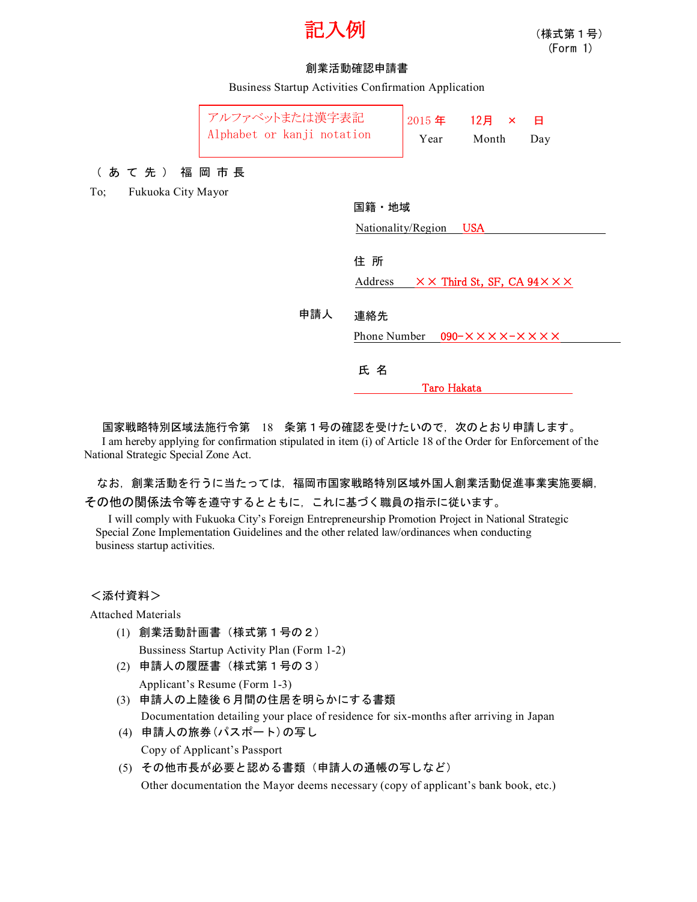# 記入例

（様式第１号）
(Form 1)

## 創業活動確認申請書

Business Startup Activities Confirmation Application

アルファベットまたは漢字表記
Alphabet or kanji notation

2015 年 Year　12月 Month　× 日 Day

（あて先）福岡市長

To; Fukuoka City Mayor

申請人

国籍・地域
Nationality/Region USA

住所
Address ×× Third St, SF, CA 94×××

連絡先
Phone Number 090-××××-××××

氏名
Taro Hakata

国家戦略特別区域法施行令第　18　条第１号の確認を受けたいので，次のとおり申請します。
I am hereby applying for confirmation stipulated in item (i) of Article 18 of the Order for Enforcement of the National Strategic Special Zone Act.

なお，創業活動を行うに当たっては，福岡市国家戦略特別区域外国人創業活動促進事業実施要綱，その他の関係法令等を遵守するとともに，これに基づく職員の指示に従います。
I will comply with Fukuoka City's Foreign Entrepreneurship Promotion Project in National Strategic Special Zone Implementation Guidelines and the other related law/ordinances when conducting business startup activities.

＜添付資料＞
Attached Materials

(1) 創業活動計画書（様式第１号の２）
Bussiness Startup Activity Plan (Form 1-2)
(2) 申請人の履歴書（様式第１号の３）
Applicant's Resume (Form 1-3)
(3) 申請人の上陸後６月間の住居を明らかにする書類
Documentation detailing your place of residence for six-months after arriving in Japan
(4) 申請人の旅券（パスポート）の写し
Copy of Applicant's Passport
(5) その他市長が必要と認める書類（申請人の通帳の写しなど）
Other documentation the Mayor deems necessary (copy of applicant's bank book, etc.)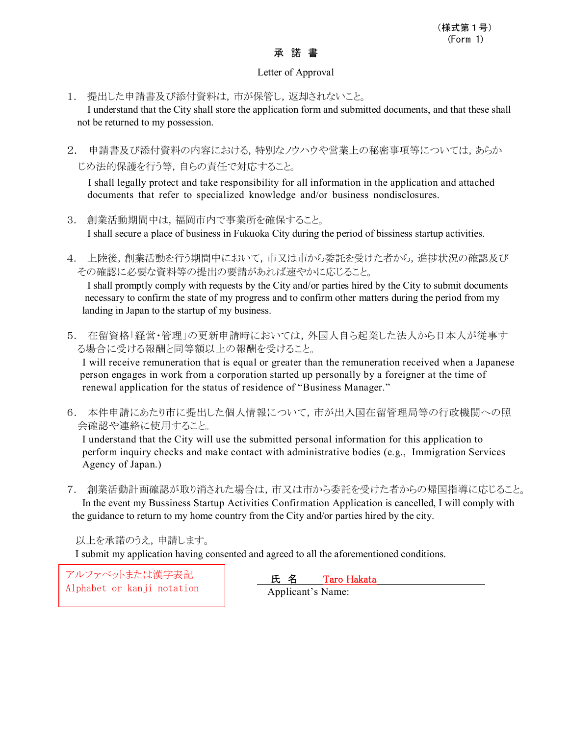（様式第１号）
(Form 1)

# 承 諾 書

Letter of Approval

1. 提出した申請書及び添付資料は，市が保管し，返却されないこと。
   I understand that the City shall store the application form and submitted documents, and that these shall not be returned to my possession.

2. 申請書及び添付資料の内容における，特別なノウハウや営業上の秘密事項等については，あらかじめ法的保護を行う等，自らの責任で対応すること。
   I shall legally protect and take responsibility for all information in the application and attached documents that refer to specialized knowledge and/or business nondisclosures.

3. 創業活動期間中は，福岡市内で事業所を確保すること。
   I shall secure a place of business in Fukuoka City during the period of bissiness startup activities.

4. 上陸後，創業活動を行う期間中において，市又は市から委託を受けた者から，進捗状況の確認及びその確認に必要な資料等の提出の要請があれば速やかに応じること。
   I shall promptly comply with requests by the City and/or parties hired by the City to submit documents necessary to confirm the state of my progress and to confirm other matters during the period from my landing in Japan to the startup of my business.

5. 在留資格「経営・管理」の更新申請時においては，外国人自ら起業した法人から日本人が従事する場合に受ける報酬と同等額以上の報酬を受けること。
   I will receive remuneration that is equal or greater than the remuneration received when a Japanese person engages in work from a corporation started up personally by a foreigner at the time of renewal application for the status of residence of “Business Manager.”

6. 本件申請にあたり市に提出した個人情報について，市が出入国在留管理局等の行政機関への照会確認や連絡に使用すること。
   I understand that the City will use the submitted personal information for this application to perform inquiry checks and make contact with administrative bodies (e.g., Immigration Services Agency of Japan.)

7. 創業活動計画確認が取り消された場合は，市又は市から委託を受けた者からの帰国指導に応じること。
   In the event my Bussiness Startup Activities Confirmation Application is cancelled, I will comply with the guidance to return to my home country from the City and/or parties hired by the city.

以上を承諾のうえ，申請します。
I submit my application having consented and agreed to all the aforementioned conditions.

アルファベットまたは漢字表記
Alphabet or kanji notation

氏 名　Taro Hakata
Applicant’s Name: